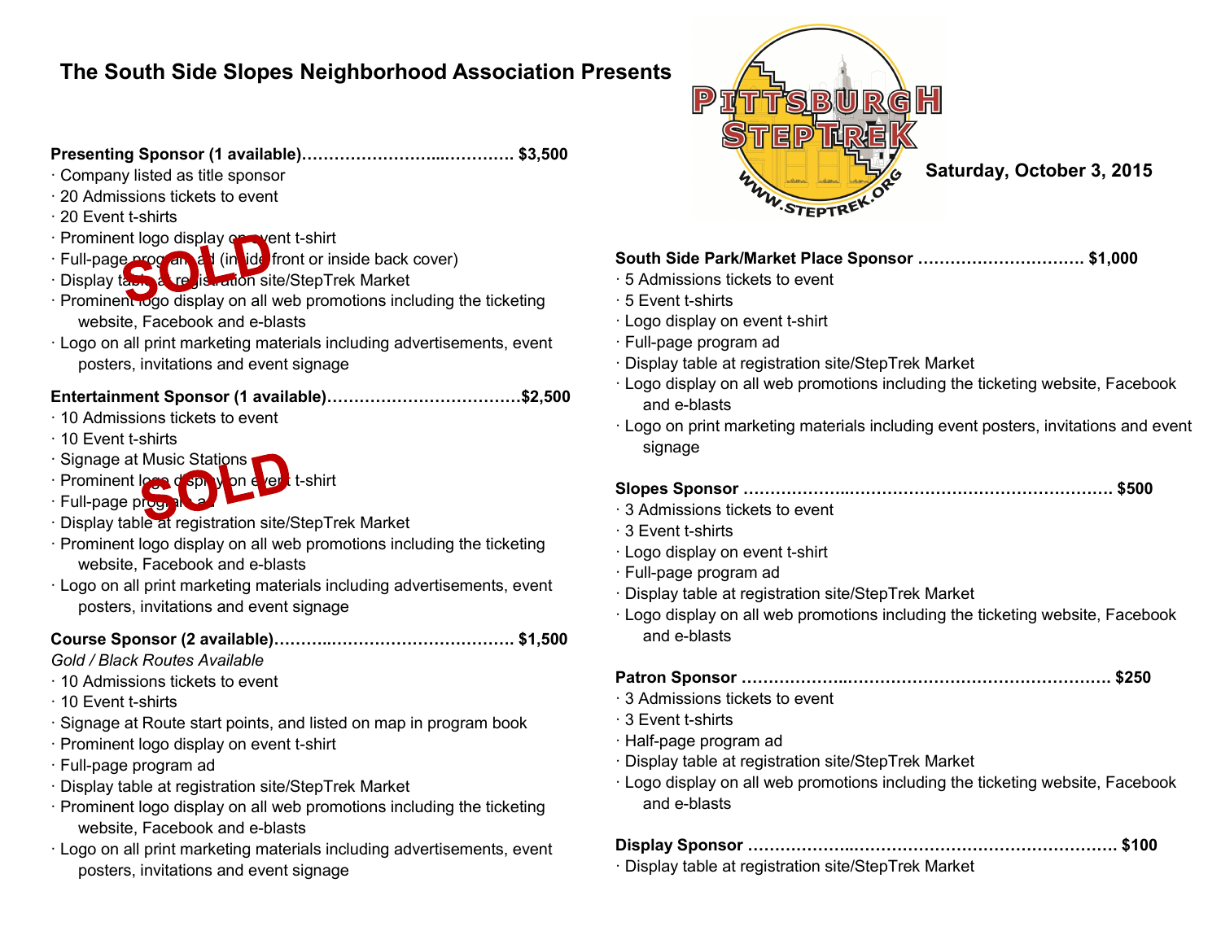## The South Side Slopes Neighborhood Association Presents

PITTSBURGH STEPTREK

WWW.STEPTREK.ORG

**Saturday, October 3, 2015**

**Presenting Sponsor (1 available)……………………...…………. $3,500**

SOLD

- Company listed as title sponsor
- 20 Admissions tickets to event
- 20 Event t-shirts
- Prominent logo display on event t-shirt
- Full-page program ad (inside front or inside back cover)
- Display table at registration site/StepTrek Market
- Prominent logo display on all web promotions including the ticketing website, Facebook and e-blasts
- Logo on all print marketing materials including advertisements, event posters, invitations and event signage

**Entertainment Sponsor (1 available)………………………………$2,500**

SOLD

- 10 Admissions tickets to event
- 10 Event t-shirts
- Signage at Music Stations
- Prominent logo display on event t-shirt
- Full-page program ad
- Display table at registration site/StepTrek Market
- Prominent logo display on all web promotions including the ticketing website, Facebook and e-blasts
- Logo on all print marketing materials including advertisements, event posters, invitations and event signage

**Course Sponsor (2 available)………..……………………………. $1,500**

*Gold / Black Routes Available*

- 10 Admissions tickets to event
- 10 Event t-shirts
- Signage at Route start points, and listed on map in program book
- Prominent logo display on event t-shirt
- Full-page program ad
- Display table at registration site/StepTrek Market
- Prominent logo display on all web promotions including the ticketing website, Facebook and e-blasts
- Logo on all print marketing materials including advertisements, event posters, invitations and event signage

**South Side Park/Market Place Sponsor …………………………. $1,000**

- 5 Admissions tickets to event
- 5 Event t-shirts
- Logo display on event t-shirt
- Full-page program ad
- Display table at registration site/StepTrek Market
- Logo display on all web promotions including the ticketing website, Facebook and e-blasts
- Logo on print marketing materials including event posters, invitations and event signage

**Slopes Sponsor ………………..……………………………………… $500**

- 3 Admissions tickets to event
- 3 Event t-shirts
- Logo display on event t-shirt
- Full-page program ad
- Display table at registration site/StepTrek Market
- Logo display on all web promotions including the ticketing website, Facebook and e-blasts

**Patron Sponsor ………………..……………………………………… $250**

- 3 Admissions tickets to event
- 3 Event t-shirts
- Half-page program ad
- Display table at registration site/StepTrek Market
- Logo display on all web promotions including the ticketing website, Facebook and e-blasts

**Display Sponsor ………………..……………………………………… $100**

- Display table at registration site/StepTrek Market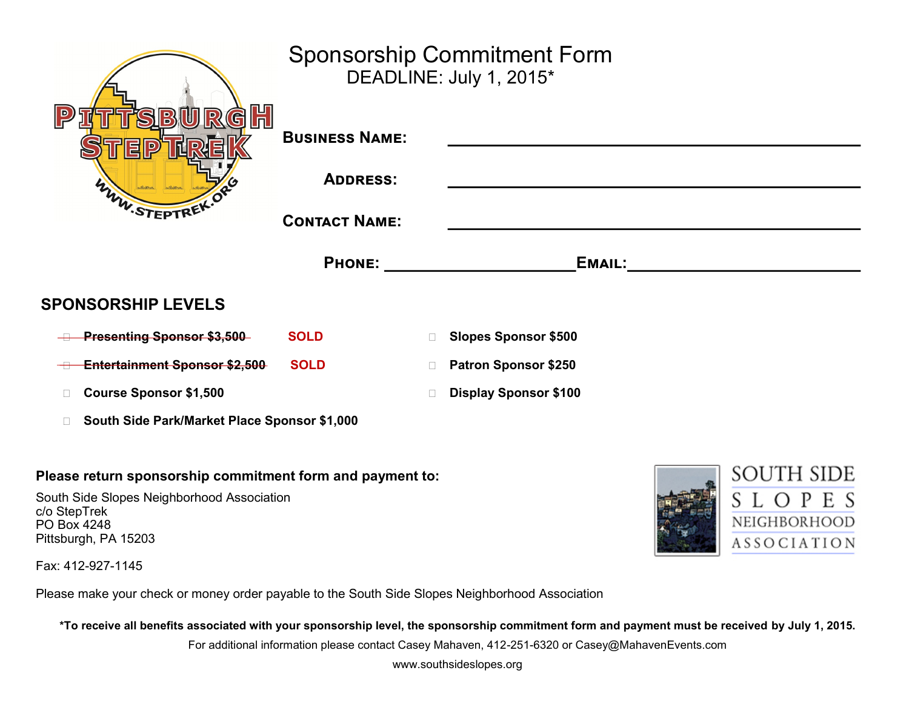# Sponsorship Commitment Form

DEADLINE: July 1, 2015*

**Business Name:** ______________________________

**Address:** ______________________________

**Contact Name:** ______________________________

**Phone:** ____________________ **Email:** ____________________

## SPONSORSHIP LEVELS

- ☐ ~~**Presenting Sponsor $3,500**~~ **SOLD**
- ☐ ~~**Entertainment Sponsor $2,500**~~ **SOLD**
- ☐ **Course Sponsor $1,500**
- ☐ **South Side Park/Market Place Sponsor $1,000**
- ☐ **Slopes Sponsor $500**
- ☐ **Patron Sponsor $250**
- ☐ **Display Sponsor $100**

**Please return sponsorship commitment form and payment to:**

South Side Slopes Neighborhood Association
c/o StepTrek
PO Box 4248
Pittsburgh, PA 15203

Fax: 412-927-1145

Please make your check or money order payable to the South Side Slopes Neighborhood Association

**\*To receive all benefits associated with your sponsorship level, the sponsorship commitment form and payment must be received by July 1, 2015.**

For additional information please contact Casey Mahaven, 412-251-6320 or Casey@MahavenEvents.com

www.southsideslopes.org